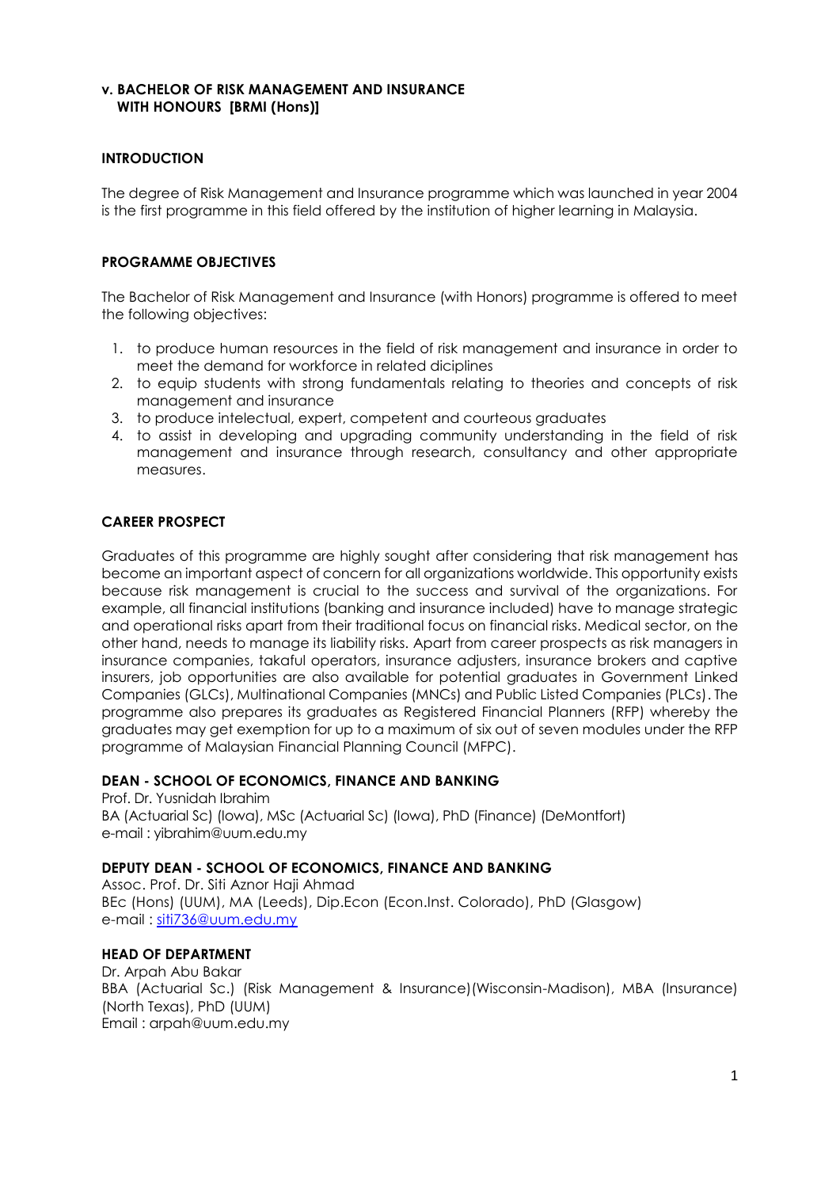## v. BACHELOR OF RISK MANAGEMENT AND INSURANCE WITH HONOURS [BRMI (Hons)]

### INTRODUCTION

The degree of Risk Management and Insurance programme which was launched in year 2004 is the first programme in this field offered by the institution of higher learning in Malaysia.

### PROGRAMME OBJECTIVES

The Bachelor of Risk Management and Insurance (with Honors) programme is offered to meet the following objectives:

1. to produce human resources in the field of risk management and insurance in order to meet the demand for workforce in related diciplines
2. to equip students with strong fundamentals relating to theories and concepts of risk management and insurance
3. to produce intelectual, expert, competent and courteous graduates
4. to assist in developing and upgrading community understanding in the field of risk management and insurance through research, consultancy and other appropriate measures.

### CAREER PROSPECT

Graduates of this programme are highly sought after considering that risk management has become an important aspect of concern for all organizations worldwide. This opportunity exists because risk management is crucial to the success and survival of the organizations. For example, all financial institutions (banking and insurance included) have to manage strategic and operational risks apart from their traditional focus on financial risks. Medical sector, on the other hand, needs to manage its liability risks. Apart from career prospects as risk managers in insurance companies, takaful operators, insurance adjusters, insurance brokers and captive insurers, job opportunities are also available for potential graduates in Government Linked Companies (GLCs), Multinational Companies (MNCs) and Public Listed Companies (PLCs). The programme also prepares its graduates as Registered Financial Planners (RFP) whereby the graduates may get exemption for up to a maximum of six out of seven modules under the RFP programme of Malaysian Financial Planning Council (MFPC).

### DEAN - SCHOOL OF ECONOMICS, FINANCE AND BANKING

Prof. Dr. Yusnidah Ibrahim
BA (Actuarial Sc) (Iowa), MSc (Actuarial Sc) (Iowa), PhD (Finance) (DeMontfort)
e-mail : yibrahim@uum.edu.my

### DEPUTY DEAN - SCHOOL OF ECONOMICS, FINANCE AND BANKING

Assoc. Prof. Dr. Siti Aznor Haji Ahmad
BEc (Hons) (UUM), MA (Leeds), Dip.Econ (Econ.Inst. Colorado), PhD (Glasgow)
e-mail : siti736@uum.edu.my

### HEAD OF DEPARTMENT

Dr. Arpah Abu Bakar
BBA (Actuarial Sc.) (Risk Management & Insurance)(Wisconsin-Madison), MBA (Insurance) (North Texas), PhD (UUM)
Email : arpah@uum.edu.my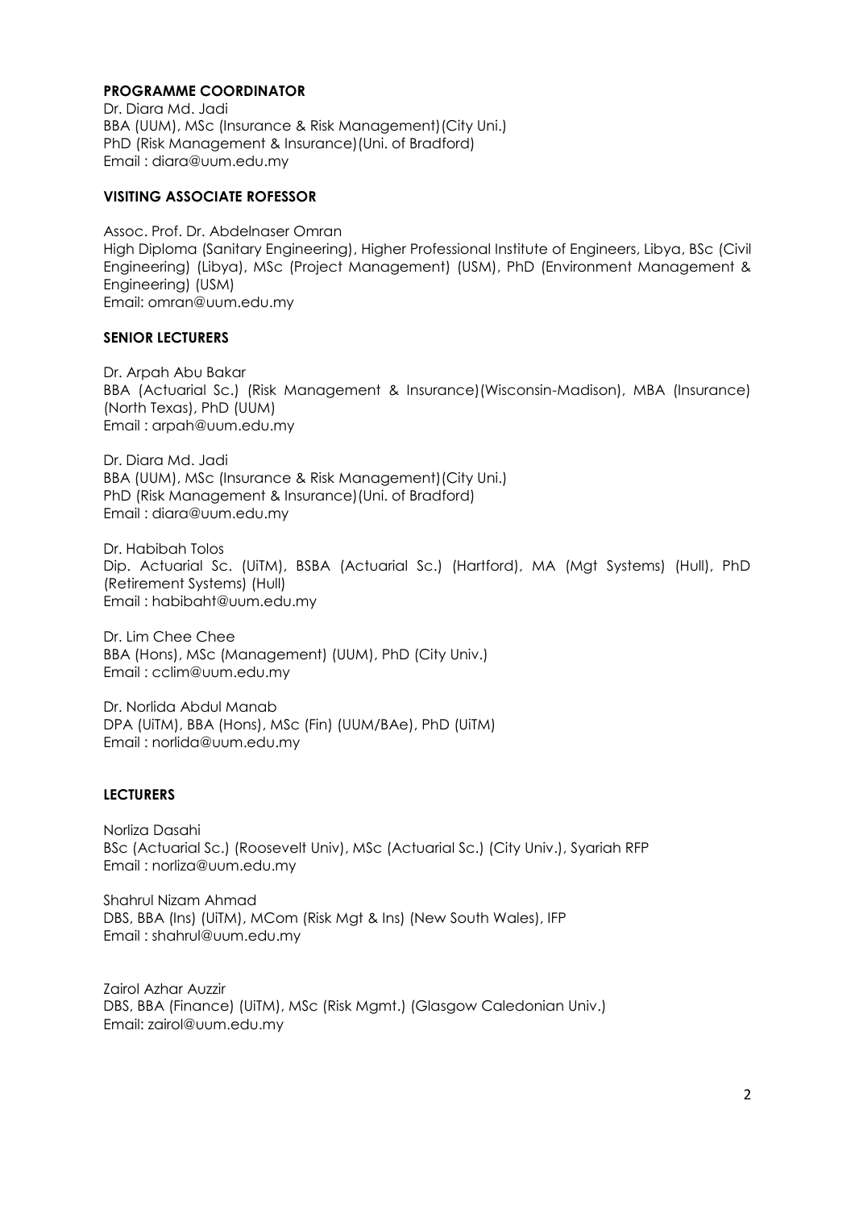**PROGRAMME COORDINATOR**

Dr. Diara Md. Jadi
BBA (UUM), MSc (Insurance & Risk Management)(City Uni.)
PhD (Risk Management & Insurance)(Uni. of Bradford)
Email : diara@uum.edu.my

**VISITING ASSOCIATE ROFESSOR**

Assoc. Prof. Dr. Abdelnaser Omran
High Diploma (Sanitary Engineering), Higher Professional Institute of Engineers, Libya, BSc (Civil Engineering) (Libya), MSc (Project Management) (USM), PhD (Environment Management & Engineering) (USM)
Email: omran@uum.edu.my

**SENIOR LECTURERS**

Dr. Arpah Abu Bakar
BBA (Actuarial Sc.) (Risk Management & Insurance)(Wisconsin-Madison), MBA (Insurance) (North Texas), PhD (UUM)
Email : arpah@uum.edu.my

Dr. Diara Md. Jadi
BBA (UUM), MSc (Insurance & Risk Management)(City Uni.)
PhD (Risk Management & Insurance)(Uni. of Bradford)
Email : diara@uum.edu.my

Dr. Habibah Tolos
Dip. Actuarial Sc. (UiTM), BSBA (Actuarial Sc.) (Hartford), MA (Mgt Systems) (Hull), PhD (Retirement Systems) (Hull)
Email : habibaht@uum.edu.my

Dr. Lim Chee Chee
BBA (Hons), MSc (Management) (UUM), PhD (City Univ.)
Email : cclim@uum.edu.my

Dr. Norlida Abdul Manab
DPA (UiTM), BBA (Hons), MSc (Fin) (UUM/BAe), PhD (UiTM)
Email : norlida@uum.edu.my

**LECTURERS**

Norliza Dasahi
BSc (Actuarial Sc.) (Roosevelt Univ), MSc (Actuarial Sc.) (City Univ.), Syariah RFP
Email : norliza@uum.edu.my

Shahrul Nizam Ahmad
DBS, BBA (Ins) (UiTM), MCom (Risk Mgt & Ins) (New South Wales), IFP
Email : shahrul@uum.edu.my

Zairol Azhar Auzzir
DBS, BBA (Finance) (UiTM), MSc (Risk Mgmt.) (Glasgow Caledonian Univ.)
Email: zairol@uum.edu.my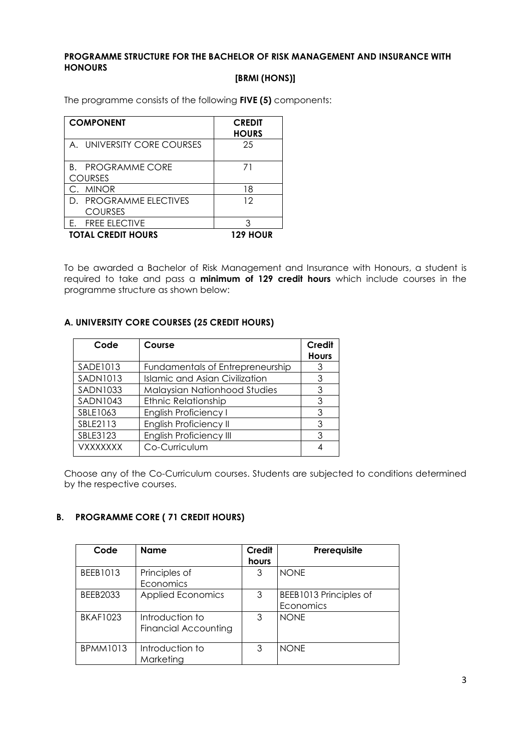**PROGRAMME STRUCTURE FOR THE BACHELOR OF RISK MANAGEMENT AND INSURANCE WITH HONOURS**

**[BRMI (HONS)]**

The programme consists of the following **FIVE (5)** components:

| COMPONENT | CREDIT HOURS |
|---|---|
| A. UNIVERSITY CORE COURSES | 25 |
| B. PROGRAMME CORE COURSES | 71 |
| C. MINOR | 18 |
| D. PROGRAMME ELECTIVES COURSES | 12 |
| E. FREE ELECTIVE | 3 |
| **TOTAL CREDIT HOURS** | **129 HOUR** |

To be awarded a Bachelor of Risk Management and Insurance with Honours, a student is required to take and pass a **minimum of 129 credit hours** which include courses in the programme structure as shown below:

### A. UNIVERSITY CORE COURSES (25 CREDIT HOURS)

| Code | Course | Credit Hours |
|---|---|---|
| SADE1013 | Fundamentals of Entrepreneurship | 3 |
| SADN1013 | Islamic and Asian Civilization | 3 |
| SADN1033 | Malaysian Nationhood Studies | 3 |
| SADN1043 | Ethnic Relationship | 3 |
| SBLE1063 | English Proficiency I | 3 |
| SBLE2113 | English Proficiency II | 3 |
| SBLE3123 | English Proficiency III | 3 |
| VXXXXXXX | Co-Curriculum | 4 |

Choose any of the Co-Curriculum courses. Students are subjected to conditions determined by the respective courses.

### B. PROGRAMME CORE ( 71 CREDIT HOURS)

| Code | Name | Credit hours | Prerequisite |
|---|---|---|---|
| BEEB1013 | Principles of Economics | 3 | NONE |
| BEEB2033 | Applied Economics | 3 | BEEB1013 Principles of Economics |
| BKAF1023 | Introduction to Financial Accounting | 3 | NONE |
| BPMM1013 | Introduction to Marketing | 3 | NONE |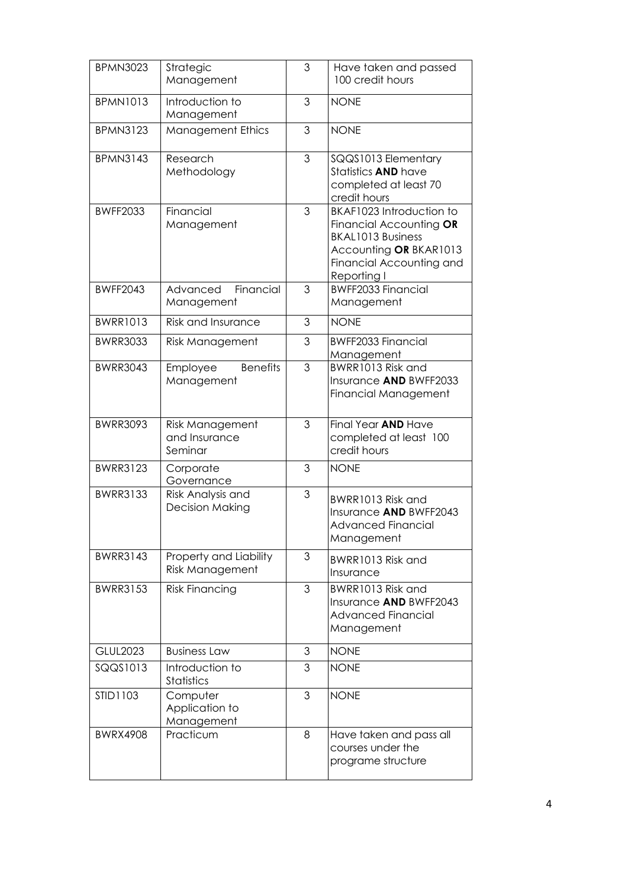| BPMN3023 | Strategic Management | 3 | Have taken and passed 100 credit hours |
|---|---|---|---|
| BPMN1013 | Introduction to Management | 3 | NONE |
| BPMN3123 | Management Ethics | 3 | NONE |
| BPMN3143 | Research Methodology | 3 | SQQS1013 Elementary Statistics **AND** have completed at least 70 credit hours |
| BWFF2033 | Financial Management | 3 | BKAF1023 Introduction to Financial Accounting **OR** BKAL1013 Business Accounting **OR** BKAR1013 Financial Accounting and Reporting I |
| BWFF2043 | Advanced Financial Management | 3 | BWFF2033 Financial Management |
| BWRR1013 | Risk and Insurance | 3 | NONE |
| BWRR3033 | Risk Management | 3 | BWFF2033 Financial Management |
| BWRR3043 | Employee Benefits Management | 3 | BWRR1013 Risk and Insurance **AND** BWFF2033 Financial Management |
| BWRR3093 | Risk Management and Insurance Seminar | 3 | Final Year **AND** Have completed at least 100 credit hours |
| BWRR3123 | Corporate Governance | 3 | NONE |
| BWRR3133 | Risk Analysis and Decision Making | 3 | BWRR1013 Risk and Insurance **AND** BWFF2043 Advanced Financial Management |
| BWRR3143 | Property and Liability Risk Management | 3 | BWRR1013 Risk and Insurance |
| BWRR3153 | Risk Financing | 3 | BWRR1013 Risk and Insurance **AND** BWFF2043 Advanced Financial Management |
| GLUL2023 | Business Law | 3 | NONE |
| SQQS1013 | Introduction to Statistics | 3 | NONE |
| STID1103 | Computer Application to Management | 3 | NONE |
| BWRX4908 | Practicum | 8 | Have taken and pass all courses under the programe structure |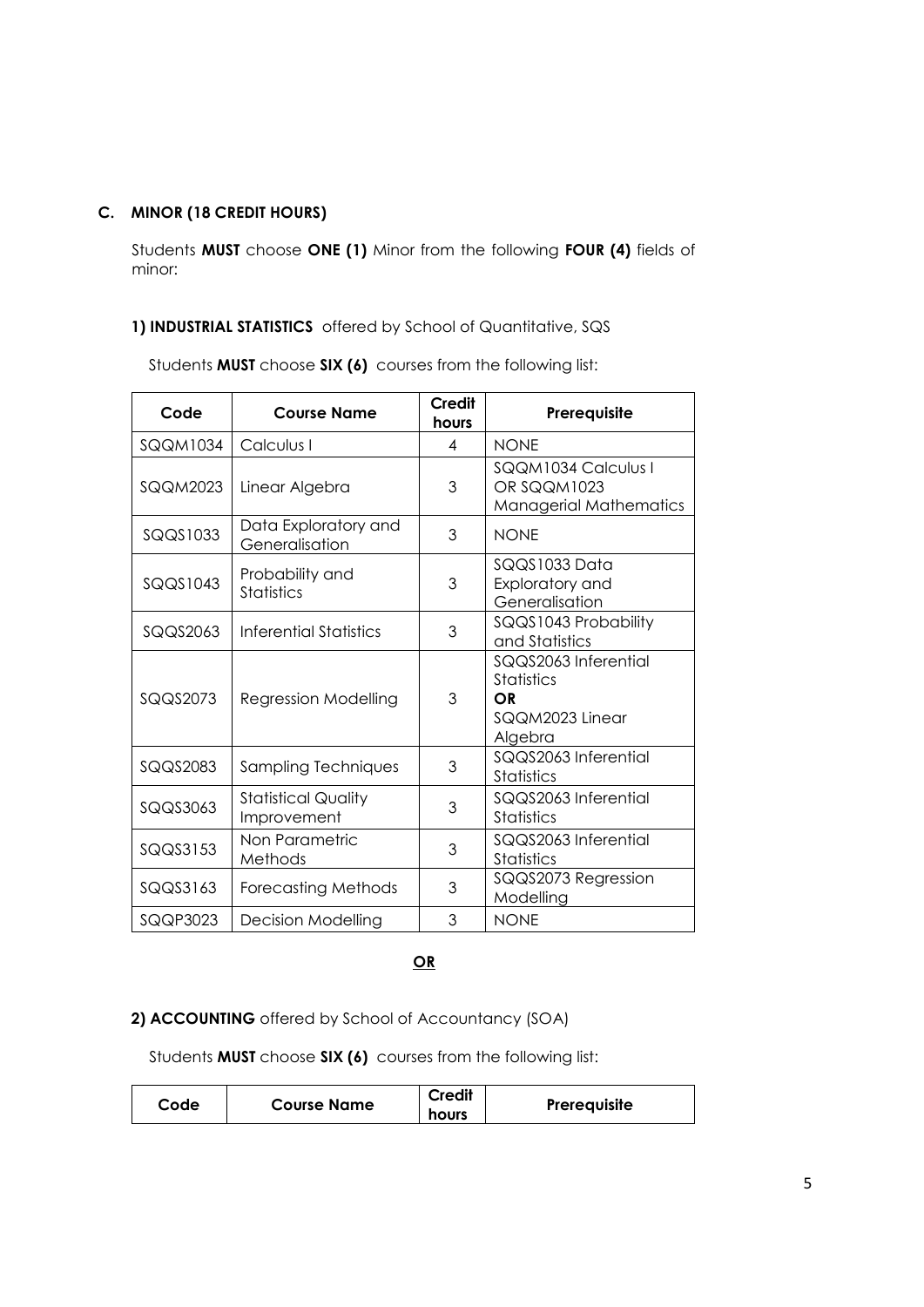## C. MINOR (18 CREDIT HOURS)

Students **MUST** choose **ONE (1)** Minor from the following **FOUR (4)** fields of minor:

### 1) INDUSTRIAL STATISTICS offered by School of Quantitative, SQS

Students **MUST** choose **SIX (6)** courses from the following list:

| Code | Course Name | Credit hours | Prerequisite |
|---|---|---|---|
| SQQM1034 | Calculus I | 4 | NONE |
| SQQM2023 | Linear Algebra | 3 | SQQM1034 Calculus I OR SQQM1023 Managerial Mathematics |
| SQQS1033 | Data Exploratory and Generalisation | 3 | NONE |
| SQQS1043 | Probability and Statistics | 3 | SQQS1033 Data Exploratory and Generalisation |
| SQQS2063 | Inferential Statistics | 3 | SQQS1043 Probability and Statistics |
| SQQS2073 | Regression Modelling | 3 | SQQS2063 Inferential Statistics **OR** SQQM2023 Linear Algebra |
| SQQS2083 | Sampling Techniques | 3 | SQQS2063 Inferential Statistics |
| SQQS3063 | Statistical Quality Improvement | 3 | SQQS2063 Inferential Statistics |
| SQQS3153 | Non Parametric Methods | 3 | SQQS2063 Inferential Statistics |
| SQQS3163 | Forecasting Methods | 3 | SQQS2073 Regression Modelling |
| SQQP3023 | Decision Modelling | 3 | NONE |

**OR**

### 2) ACCOUNTING offered by School of Accountancy (SOA)

Students **MUST** choose **SIX (6)** courses from the following list:

| Code | Course Name | Credit hours | Prerequisite |
|---|---|---|---|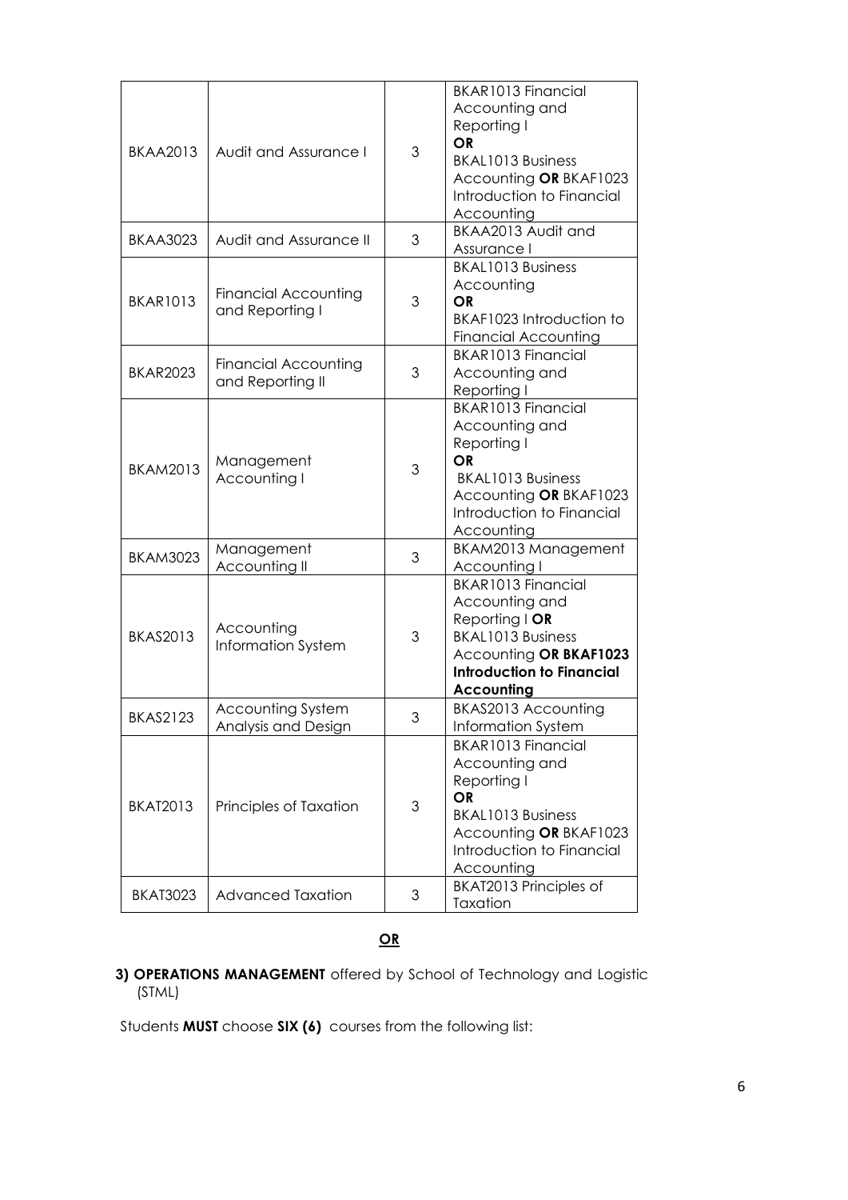| BKAA2013 | Audit and Assurance I | 3 | BKAR1013 Financial Accounting and Reporting I **OR** BKAL1013 Business Accounting **OR** BKAF1023 Introduction to Financial Accounting |
|---|---|---|---|
| BKAA3023 | Audit and Assurance II | 3 | BKAA2013 Audit and Assurance I |
| BKAR1013 | Financial Accounting and Reporting I | 3 | BKAL1013 Business Accounting **OR** BKAF1023 Introduction to Financial Accounting |
| BKAR2023 | Financial Accounting and Reporting II | 3 | BKAR1013 Financial Accounting and Reporting I |
| BKAM2013 | Management Accounting I | 3 | BKAR1013 Financial Accounting and Reporting I **OR** BKAL1013 Business Accounting **OR** BKAF1023 Introduction to Financial Accounting |
| BKAM3023 | Management Accounting II | 3 | BKAM2013 Management Accounting I |
| BKAS2013 | Accounting Information System | 3 | BKAR1013 Financial Accounting and Reporting I **OR** BKAL1013 Business Accounting **OR BKAF1023 Introduction to Financial Accounting** |
| BKAS2123 | Accounting System Analysis and Design | 3 | BKAS2013 Accounting Information System |
| BKAT2013 | Principles of Taxation | 3 | BKAR1013 Financial Accounting and Reporting I **OR** BKAL1013 Business Accounting **OR** BKAF1023 Introduction to Financial Accounting |
| BKAT3023 | Advanced Taxation | 3 | BKAT2013 Principles of Taxation |

**OR**

**3) OPERATIONS MANAGEMENT** offered by School of Technology and Logistic (STML)

Students **MUST** choose **SIX (6)** courses from the following list: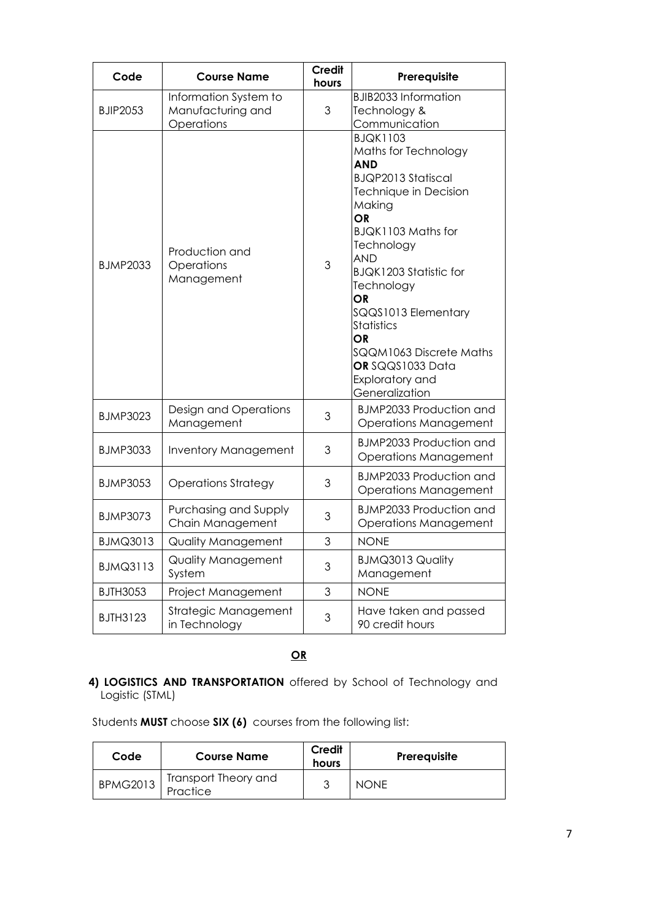| Code | Course Name | Credit hours | Prerequisite |
|---|---|---|---|
| BJIP2053 | Information System to Manufacturing and Operations | 3 | BJIB2033 Information Technology & Communication |
| BJMP2033 | Production and Operations Management | 3 | BJQK1103 Maths for Technology **AND** BJQP2013 Statiscal Technique in Decision Making **OR** BJQK1103 Maths for Technology AND BJQK1203 Statistic for Technology **OR** SQQS1013 Elementary Statistics **OR** SQQM1063 Discrete Maths **OR** SQQS1033 Data Exploratory and Generalization |
| BJMP3023 | Design and Operations Management | 3 | BJMP2033 Production and Operations Management |
| BJMP3033 | Inventory Management | 3 | BJMP2033 Production and Operations Management |
| BJMP3053 | Operations Strategy | 3 | BJMP2033 Production and Operations Management |
| BJMP3073 | Purchasing and Supply Chain Management | 3 | BJMP2033 Production and Operations Management |
| BJMQ3013 | Quality Management | 3 | NONE |
| BJMQ3113 | Quality Management System | 3 | BJMQ3013 Quality Management |
| BJTH3053 | Project Management | 3 | NONE |
| BJTH3123 | Strategic Management in Technology | 3 | Have taken and passed 90 credit hours |

**OR**

**4) LOGISTICS AND TRANSPORTATION** offered by School of Technology and Logistic (STML)

Students **MUST** choose **SIX (6)** courses from the following list:

| Code | Course Name | Credit hours | Prerequisite |
|---|---|---|---|
| BPMG2013 | Transport Theory and Practice | 3 | NONE |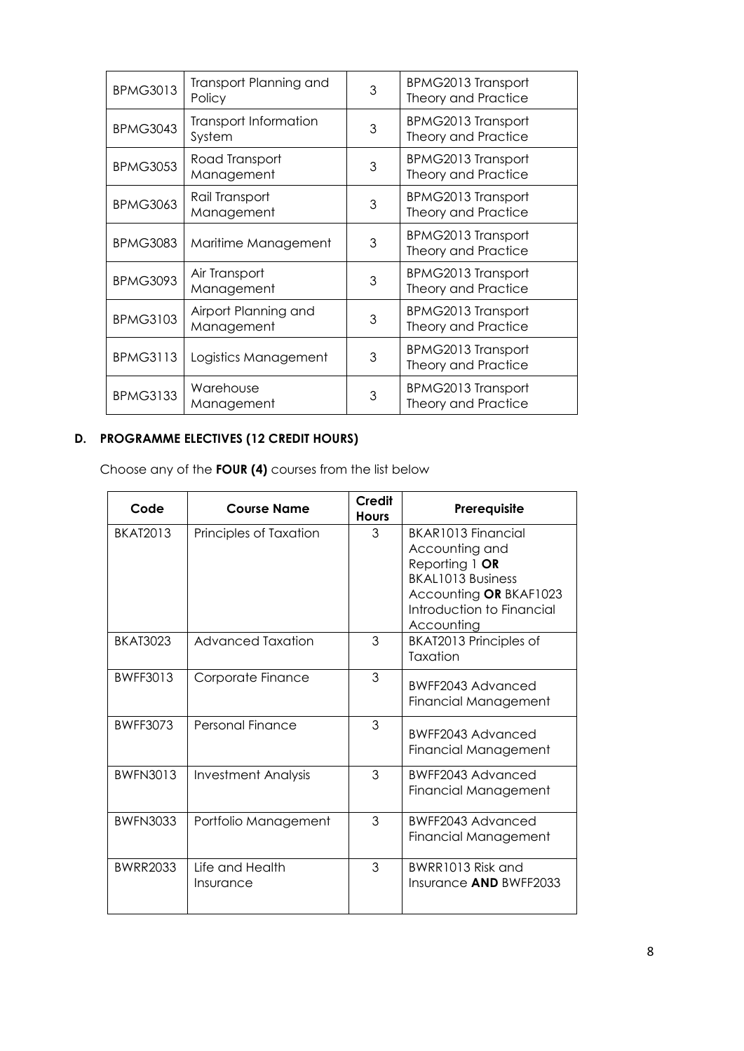| BPMG3013 | Transport Planning and Policy | 3 | BPMG2013 Transport Theory and Practice |
|---|---|---|---|
| BPMG3043 | Transport Information System | 3 | BPMG2013 Transport Theory and Practice |
| BPMG3053 | Road Transport Management | 3 | BPMG2013 Transport Theory and Practice |
| BPMG3063 | Rail Transport Management | 3 | BPMG2013 Transport Theory and Practice |
| BPMG3083 | Maritime Management | 3 | BPMG2013 Transport Theory and Practice |
| BPMG3093 | Air Transport Management | 3 | BPMG2013 Transport Theory and Practice |
| BPMG3103 | Airport Planning and Management | 3 | BPMG2013 Transport Theory and Practice |
| BPMG3113 | Logistics Management | 3 | BPMG2013 Transport Theory and Practice |
| BPMG3133 | Warehouse Management | 3 | BPMG2013 Transport Theory and Practice |

## D. PROGRAMME ELECTIVES (12 CREDIT HOURS)

Choose any of the **FOUR (4)** courses from the list below

| Code | Course Name | Credit Hours | Prerequisite |
|---|---|---|---|
| BKAT2013 | Principles of Taxation | 3 | BKAR1013 Financial Accounting and Reporting 1 **OR** BKAL1013 Business Accounting **OR** BKAF1023 Introduction to Financial Accounting |
| BKAT3023 | Advanced Taxation | 3 | BKAT2013 Principles of Taxation |
| BWFF3013 | Corporate Finance | 3 | BWFF2043 Advanced Financial Management |
| BWFF3073 | Personal Finance | 3 | BWFF2043 Advanced Financial Management |
| BWFN3013 | Investment Analysis | 3 | BWFF2043 Advanced Financial Management |
| BWFN3033 | Portfolio Management | 3 | BWFF2043 Advanced Financial Management |
| BWRR2033 | Life and Health Insurance | 3 | BWRR1013 Risk and Insurance **AND** BWFF2033 |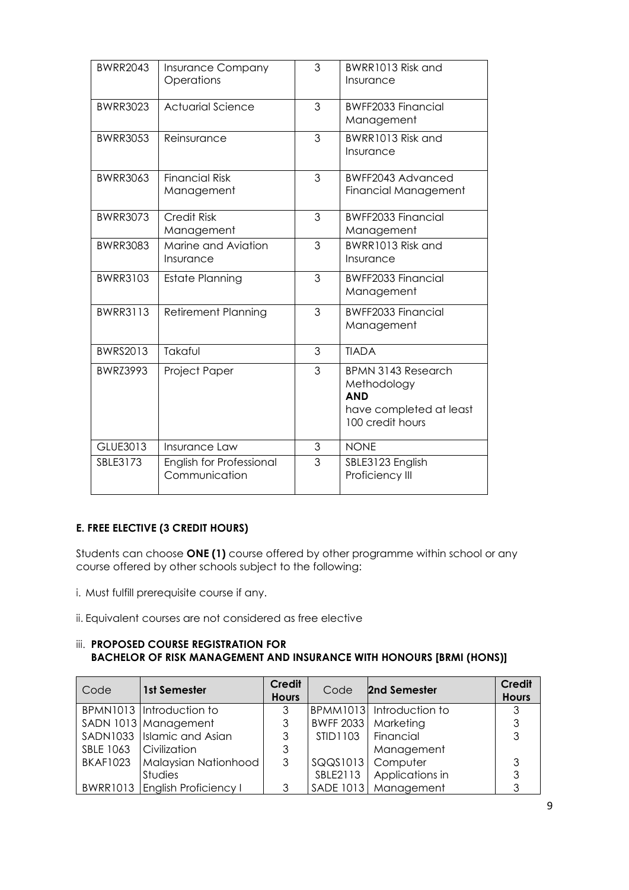| | | | |
|---|---|---|---|
| BWRR2043 | Insurance Company Operations | 3 | BWRR1013 Risk and Insurance |
| BWRR3023 | Actuarial Science | 3 | BWFF2033 Financial Management |
| BWRR3053 | Reinsurance | 3 | BWRR1013 Risk and Insurance |
| BWRR3063 | Financial Risk Management | 3 | BWFF2043 Advanced Financial Management |
| BWRR3073 | Credit Risk Management | 3 | BWFF2033 Financial Management |
| BWRR3083 | Marine and Aviation Insurance | 3 | BWRR1013 Risk and Insurance |
| BWRR3103 | Estate Planning | 3 | BWFF2033 Financial Management |
| BWRR3113 | Retirement Planning | 3 | BWFF2033 Financial Management |
| BWRS2013 | Takaful | 3 | TIADA |
| BWRZ3993 | Project Paper | 3 | BPMN 3143 Research Methodology **AND** have completed at least 100 credit hours |
| GLUE3013 | Insurance Law | 3 | NONE |
| SBLE3173 | English for Professional Communication | 3 | SBLE3123 English Proficiency III |

**E. FREE ELECTIVE (3 CREDIT HOURS)**

Students can choose **ONE (1)** course offered by other programme within school or any course offered by other schools subject to the following:

i. Must fulfill prerequisite course if any.

ii. Equivalent courses are not considered as free elective

iii. **PROPOSED COURSE REGISTRATION FOR BACHELOR OF RISK MANAGEMENT AND INSURANCE WITH HONOURS [BRMI (HONS)]**

| Code | 1st Semester | Credit Hours | Code | 2nd Semester | Credit Hours |
|---|---|---|---|---|---|
| BPMN1013 | Introduction to | 3 | BPMM1013 | Introduction to | 3 |
| SADN 1013 | Management | 3 | BWFF 2033 | Marketing | 3 |
| SADN1033 | Islamic and Asian | 3 | STID1103 | Financial | 3 |
| SBLE 1063 | Civilization | 3 | | Management | |
| BKAF1023 | Malaysian Nationhood | 3 | SQQS1013 | Computer | 3 |
| | Studies | | SBLE2113 | Applications in | 3 |
| BWRR1013 | English Proficiency I | 3 | SADE 1013 | Management | 3 |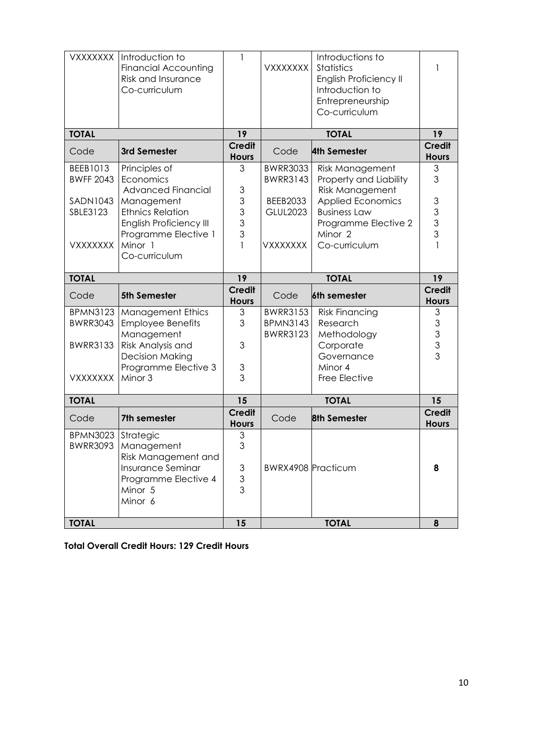| VXXXXXXX | Introduction to Financial Accounting Risk and Insurance Co-curriculum | 1 | VXXXXXXX | Introductions to Statistics English Proficiency II Introduction to Entrepreneurship Co-curriculum | 1 |
|---|---|---|---|---|---|
| **TOTAL** | | **19** | | **TOTAL** | **19** |
| Code | **3rd Semester** | **Credit Hours** | Code | **4th Semester** | **Credit Hours** |
| BEEB1013<br>BWFF 2043<br><br>SADN1043<br>SBLE3123<br><br><br>VXXXXXXX | Principles of Economics<br>Advanced Financial Management<br>Ethnics Relation<br>English Proficiency III<br>Programme Elective 1<br>Minor 1<br>Co-curriculum | 3<br><br>3<br>3<br>3<br>3<br>3<br>1 | BWRR3033<br>BWRR3143<br><br>BEEB2033<br>GLUL2023<br><br><br>VXXXXXXX | Risk Management<br>Property and Liability Risk Management<br>Applied Economics<br>Business Law<br>Programme Elective 2<br>Minor 2<br>Co-curriculum | 3<br>3<br><br>3<br>3<br>3<br>3<br>1 |
| **TOTAL** | | **19** | | **TOTAL** | **19** |
| Code | **5th Semester** | **Credit Hours** | Code | **6th semester** | **Credit Hours** |
| BPMN3123<br>BWRR3043<br><br>BWRR3133<br><br><br>VXXXXXXX | Management Ethics<br>Employee Benefits Management<br>Risk Analysis and Decision Making<br>Programme Elective 3<br>Minor 3 | 3<br>3<br><br>3<br><br>3<br>3 | BWRR3153<br>BPMN3143<br>BWRR3123 | Risk Financing<br>Research Methodology<br>Corporate Governance<br>Minor 4<br>Free Elective | 3<br>3<br>3<br>3<br>3 |
| **TOTAL** | | **15** | | **TOTAL** | **15** |
| Code | **7th semester** | **Credit Hours** | Code | **8th Semester** | **Credit Hours** |
| BPMN3023<br>BWRR3093 | Strategic Management<br>Risk Management and Insurance Seminar<br>Programme Elective 4<br>Minor 5<br>Minor 6 | 3<br>3<br><br>3<br>3<br>3 | BWRX4908 | Practicum | **8** |
| **TOTAL** | | **15** | | **TOTAL** | **8** |

**Total Overall Credit Hours: 129 Credit Hours**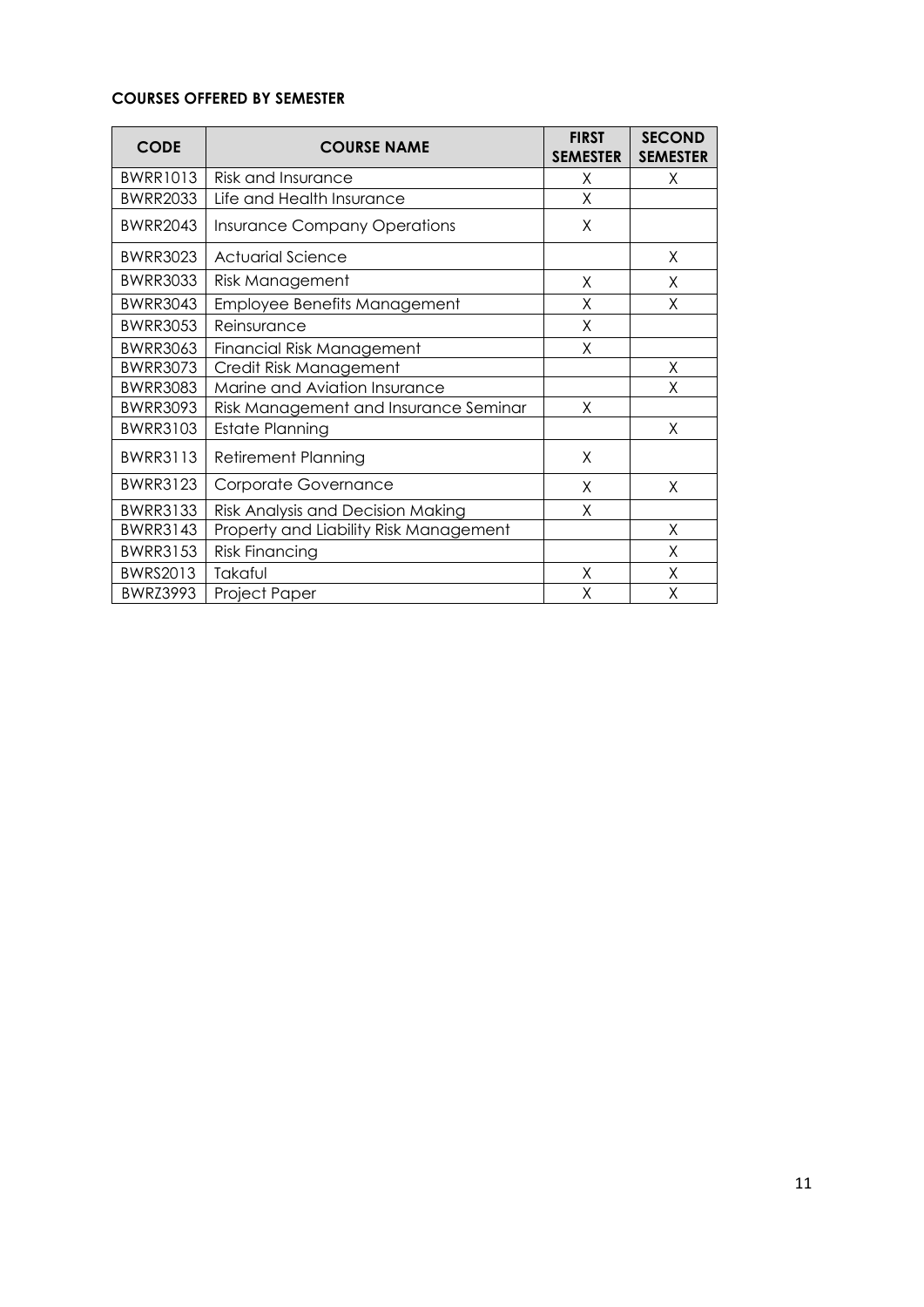**COURSES OFFERED BY SEMESTER**

| CODE | COURSE NAME | FIRST SEMESTER | SECOND SEMESTER |
|---|---|---|---|
| BWRR1013 | Risk and Insurance | X | X |
| BWRR2033 | Life and Health Insurance | X | |
| BWRR2043 | Insurance Company Operations | X | |
| BWRR3023 | Actuarial Science | | X |
| BWRR3033 | Risk Management | X | X |
| BWRR3043 | Employee Benefits Management | X | X |
| BWRR3053 | Reinsurance | X | |
| BWRR3063 | Financial Risk Management | X | |
| BWRR3073 | Credit Risk Management | | X |
| BWRR3083 | Marine and Aviation Insurance | | X |
| BWRR3093 | Risk Management and Insurance Seminar | X | |
| BWRR3103 | Estate Planning | | X |
| BWRR3113 | Retirement Planning | X | |
| BWRR3123 | Corporate Governance | X | X |
| BWRR3133 | Risk Analysis and Decision Making | X | |
| BWRR3143 | Property and Liability Risk Management | | X |
| BWRR3153 | Risk Financing | | X |
| BWRS2013 | Takaful | X | X |
| BWRZ3993 | Project Paper | X | X |